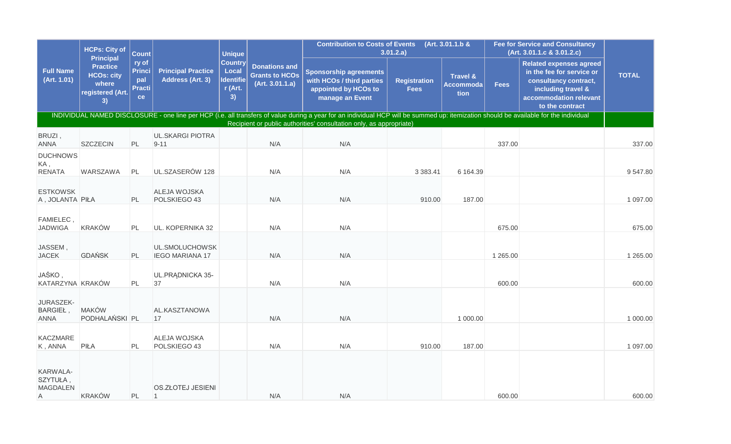| Full Name (Art. 1.01) | HCPs: City of Principal Practice HCOs: city where registered (Art. 3) | Country of Principal Practice | Principal Practice Address (Art. 3) | Unique Country Local Identifier (Art. 3) | Donations and Grants to HCOs (Art. 3.01.1.a) | Contribution to Costs of Events (Art. 3.01.1.b & 3.01.2.a) | | | Fee for Service and Consultancy (Art. 3.01.1.c & 3.01.2.c) | | TOTAL |
|---|---|---|---|---|---|---|---|---|---|---|---|
| | | | | | | Sponsorship agreements with HCOs / third parties appointed by HCOs to manage an Event | Registration Fees | Travel & Accommodation | Fees | Related expenses agreed in the fee for service or consultancy contract, including travel & accommodation relevant to the contract | |
| INDIVIDUAL NAMED DISCLOSURE - one line per HCP (i.e. all transfers of value during a year for an individual HCP will be summed up: itemization should be available for the individual Recipient or public authorities' consultation only, as appropriate) | | | | | | | | | | | |
| BRUZI , ANNA | SZCZECIN | PL | UL.SKARGI PIOTRA 9-11 | | N/A | N/A | | | 337.00 | | 337.00 |
| DUCHNOWSKA , RENATA | WARSZAWA | PL | UL.SZASERÓW 128 | | N/A | N/A | 3 383.41 | 6 164.39 | | | 9 547.80 |
| ESTKOWSKA , JOLANTA | PIŁA | PL | ALEJA WOJSKA POLSKIEGO 43 | | N/A | N/A | 910.00 | 187.00 | | | 1 097.00 |
| FAMIELEC , JADWIGA | KRAKÓW | PL | UL. KOPERNIKA 32 | | N/A | N/A | | | 675.00 | | 675.00 |
| JASSEM , JACEK | GDAŃSK | PL | UL.SMOLUCHOWSKIEGO MARIANA 17 | | N/A | N/A | | | 1 265.00 | | 1 265.00 |
| JAŚKO , KATARZYNA | KRAKÓW | PL | UL.PRĄDNICKA 35-37 | | N/A | N/A | | | 600.00 | | 600.00 |
| JURASZEK-BARGIEŁ , ANNA | MAKÓW PODHALAŃSKI | PL | AL.KASZTANOWA 17 | | N/A | N/A | | 1 000.00 | | | 1 000.00 |
| KACZMAREK , ANNA | PIŁA | PL | ALEJA WOJSKA POLSKIEGO 43 | | N/A | N/A | 910.00 | 187.00 | | | 1 097.00 |
| KARWALA-SZYTUŁA , MAGDALENA | KRAKÓW | PL | OS.ZŁOTEJ JESIENI 1 | | N/A | N/A | | | 600.00 | | 600.00 |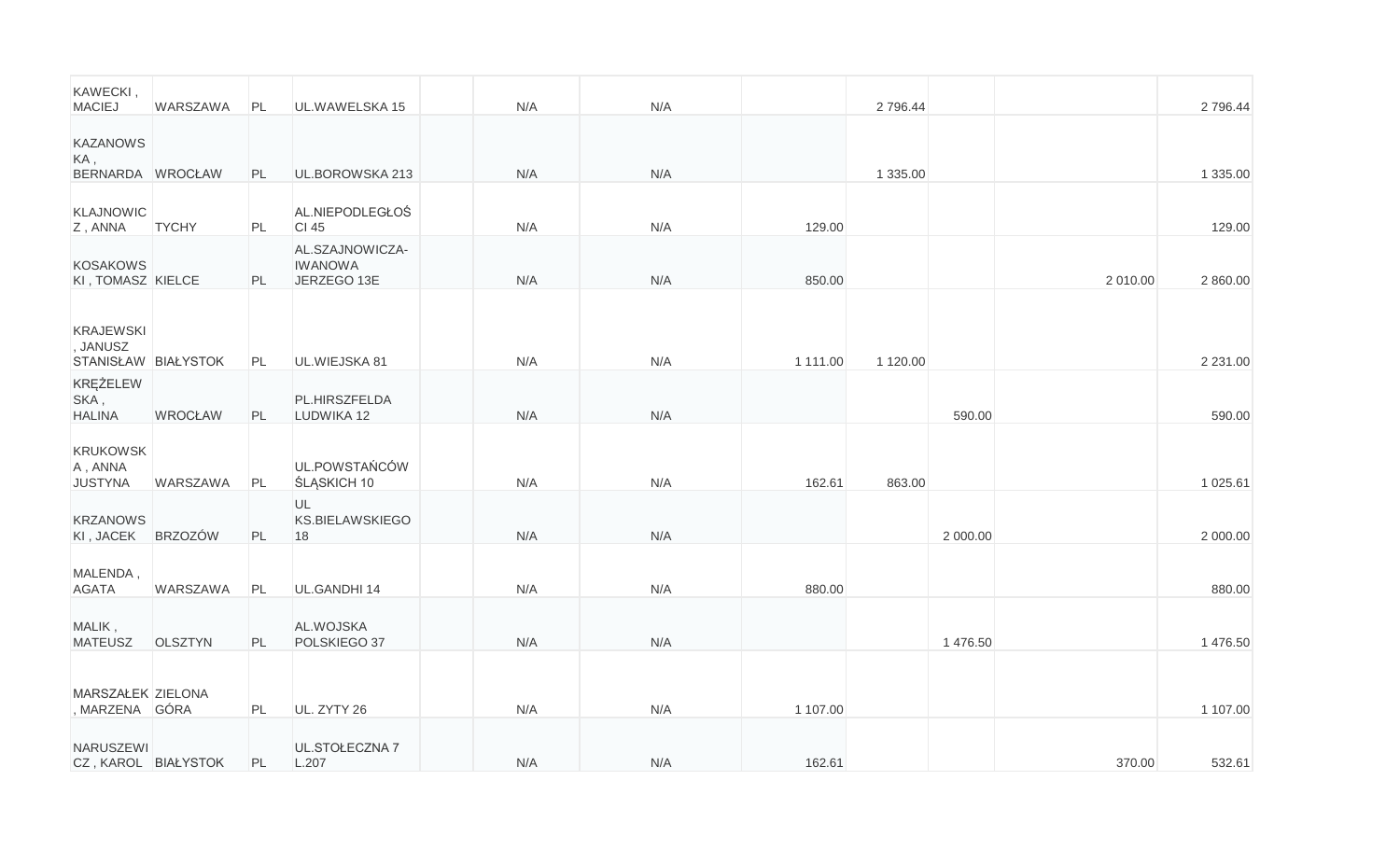| | | | | | | | | | | | |
|---|---|---|---|---|---|---|---|---|---|---|---|
| KAWECKI , MACIEJ | WARSZAWA | PL | UL.WAWELSKA 15 | | N/A | N/A | | 2 796.44 | | | 2 796.44 |
| KAZANOWSKA , BERNARDA | WROCŁAW | PL | UL.BOROWSKA 213 | | N/A | N/A | | 1 335.00 | | | 1 335.00 |
| KLAJNOWICZ , ANNA | TYCHY | PL | AL.NIEPODLEGŁOŚCI 45 | | N/A | N/A | 129.00 | | | | 129.00 |
| KOSAKOWSKI , TOMASZ | KIELCE | PL | AL.SZAJNOWICZA-IWANOWA JERZEGO 13E | | N/A | N/A | 850.00 | | | 2 010.00 | 2 860.00 |
| KRAJEWSKI , JANUSZ STANISŁAW | BIAŁYSTOK | PL | UL.WIEJSKA 81 | | N/A | N/A | 1 111.00 | 1 120.00 | | | 2 231.00 |
| KRĘŻELEWSKA , HALINA | WROCŁAW | PL | PL.HIRSZFELDA LUDWIKA 12 | | N/A | N/A | | | 590.00 | | 590.00 |
| KRUKOWSKA , ANNA JUSTYNA | WARSZAWA | PL | UL.POWSTAŃCÓW ŚLĄSKICH 10 | | N/A | N/A | 162.61 | 863.00 | | | 1 025.61 |
| KRZANOWSKI , JACEK | BRZOZÓW | PL | UL KS.BIELAWSKIEGO 18 | | N/A | N/A | | | 2 000.00 | | 2 000.00 |
| MALENDA , AGATA | WARSZAWA | PL | UL.GANDHI 14 | | N/A | N/A | 880.00 | | | | 880.00 |
| MALIK , MATEUSZ | OLSZTYN | PL | AL.WOJSKA POLSKIEGO 37 | | N/A | N/A | | | 1 476.50 | | 1 476.50 |
| MARSZAŁEK , MARZENA | ZIELONA GÓRA | PL | UL. ZYTY 26 | | N/A | N/A | 1 107.00 | | | | 1 107.00 |
| NARUSZEWICZ , KAROL | BIAŁYSTOK | PL | UL.STOŁECZNA 7 L.207 | | N/A | N/A | 162.61 | | | 370.00 | 532.61 |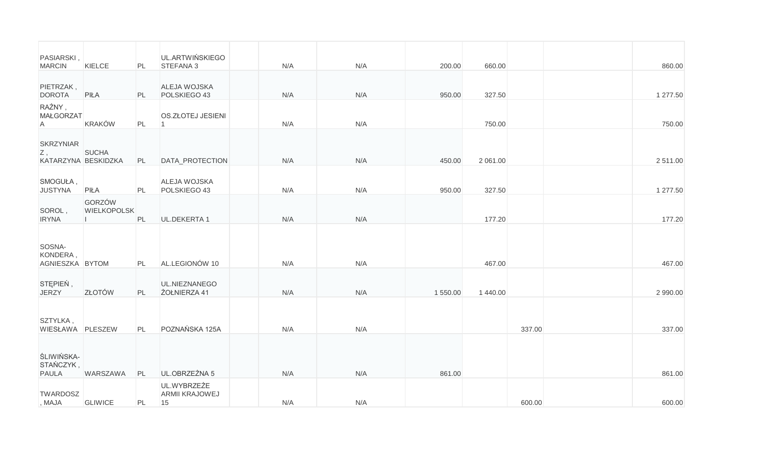| | | | | | | | | | | | |
|---|---|---|---|---|---|---|---|---|---|---|---|
| PASIARSKI , MARCIN | KIELCE | PL | UL.ARTWIŃSKIEGO STEFANA 3 | | N/A | N/A | 200.00 | 660.00 | | | 860.00 |
| PIETRZAK , DOROTA | PIŁA | PL | ALEJA WOJSKA POLSKIEGO 43 | | N/A | N/A | 950.00 | 327.50 | | | 1 277.50 |
| RAŹNY , MAŁGORZATA | KRAKÓW | PL | OS.ZŁOTEJ JESIENI 1 | | N/A | N/A | | 750.00 | | | 750.00 |
| SKRZYNIARZ , KATARZYNA | SUCHA BESKIDZKA | PL | DATA_PROTECTION | | N/A | N/A | 450.00 | 2 061.00 | | | 2 511.00 |
| SMOGUŁA , JUSTYNA | PIŁA | PL | ALEJA WOJSKA POLSKIEGO 43 | | N/A | N/A | 950.00 | 327.50 | | | 1 277.50 |
| SOROL , IRYNA | GORZÓW WIELKOPOLSKI | PL | UL.DEKERTA 1 | | N/A | N/A | | 177.20 | | | 177.20 |
| SOSNA-KONDERA , AGNIESZKA | BYTOM | PL | AL.LEGIONÓW 10 | | N/A | N/A | | 467.00 | | | 467.00 |
| STĘPIEŃ , JERZY | ZŁOTÓW | PL | UL.NIEZNANEGO ŻOŁNIERZA 41 | | N/A | N/A | 1 550.00 | 1 440.00 | | | 2 990.00 |
| SZTYLKA , WIESŁAWA | PLESZEW | PL | POZNAŃSKA 125A | | N/A | N/A | | | 337.00 | | 337.00 |
| ŚLIWIŃSKA-STAŃCZYK , PAULA | WARSZAWA | PL | UL.OBRZEŻNA 5 | | N/A | N/A | 861.00 | | | | 861.00 |
| TWARDOSZ , MAJA | GLIWICE | PL | UL.WYBRZEŻE ARMII KRAJOWEJ 15 | | N/A | N/A | | | 600.00 | | 600.00 |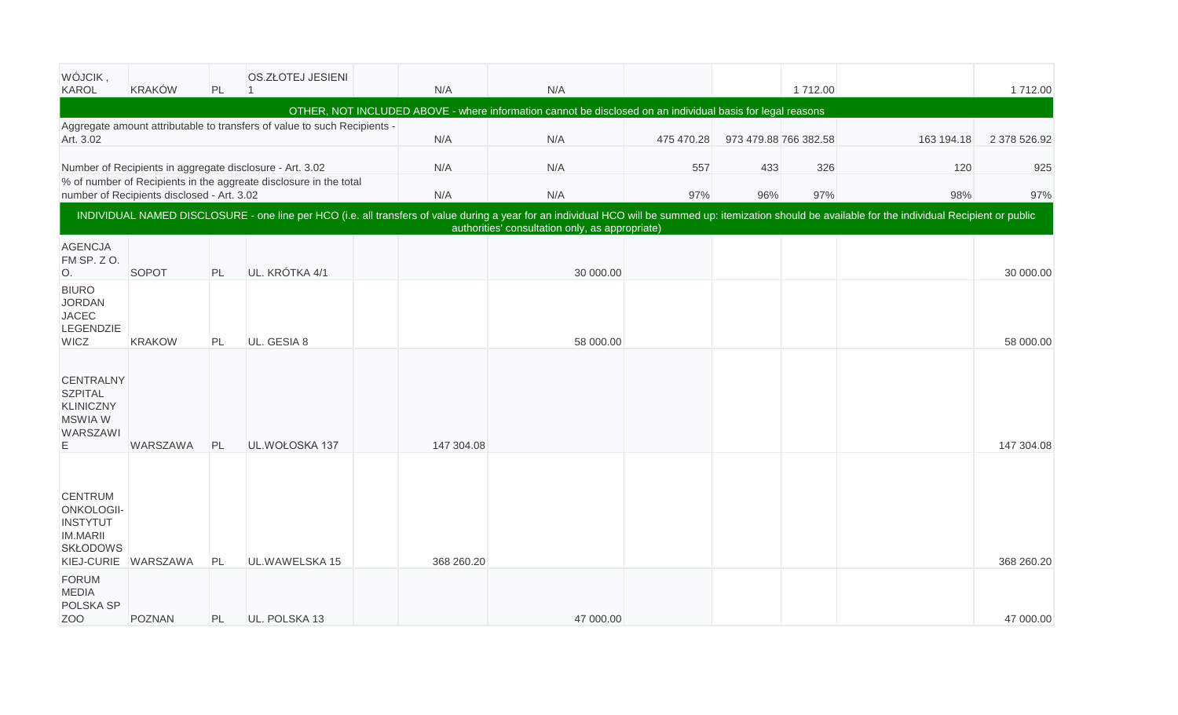| | | | | | | | | | | | |
|---|---|---|---|---|---|---|---|---|---|---|---|
| WÓJCIK , KAROL | KRAKÓW | PL | OS.ZŁOTEJ JESIENI 1 | | N/A | N/A | | | 1 712.00 | | 1 712.00 |
| OTHER, NOT INCLUDED ABOVE - where information cannot be disclosed on an individual basis for legal reasons | | | | | | | | | | | |
| Aggregate amount attributable to transfers of value to such Recipients - Art. 3.02 | | | | | N/A | N/A | 475 470.28 | 973 479.88 | 766 382.58 | 163 194.18 | 2 378 526.92 |
| Number of Recipients in aggregate disclosure - Art. 3.02 | | | | | N/A | N/A | 557 | 433 | 326 | 120 | 925 |
| % of number of Recipients in the aggreate disclosure in the total number of Recipients disclosed - Art. 3.02 | | | | | N/A | N/A | 97% | 96% | 97% | 98% | 97% |
| INDIVIDUAL NAMED DISCLOSURE - one line per HCO (i.e. all transfers of value during a year for an individual HCO will be summed up: itemization should be available for the individual Recipient or public authorities' consultation only, as appropriate) | | | | | | | | | | | |
| AGENCJA FM SP. Z O. O. | SOPOT | PL | UL. KRÓTKA 4/1 | | | 30 000.00 | | | | | 30 000.00 |
| BIURO JORDAN JACEC LEGENDZIEWICZ | KRAKOW | PL | UL. GESIA 8 | | | 58 000.00 | | | | | 58 000.00 |
| CENTRALNY SZPITAL KLINICZNY MSWIA W WARSZAWIE | WARSZAWA | PL | UL.WOŁOSKA 137 | | 147 304.08 | | | | | | 147 304.08 |
| CENTRUM ONKOLOGII-INSTYTUT IM.MARII SKŁODOWSKIEJ-CURIE | WARSZAWA | PL | UL.WAWELSKA 15 | | 368 260.20 | | | | | | 368 260.20 |
| FORUM MEDIA POLSKA SP ZOO | POZNAN | PL | UL. POLSKA 13 | | | 47 000.00 | | | | | 47 000.00 |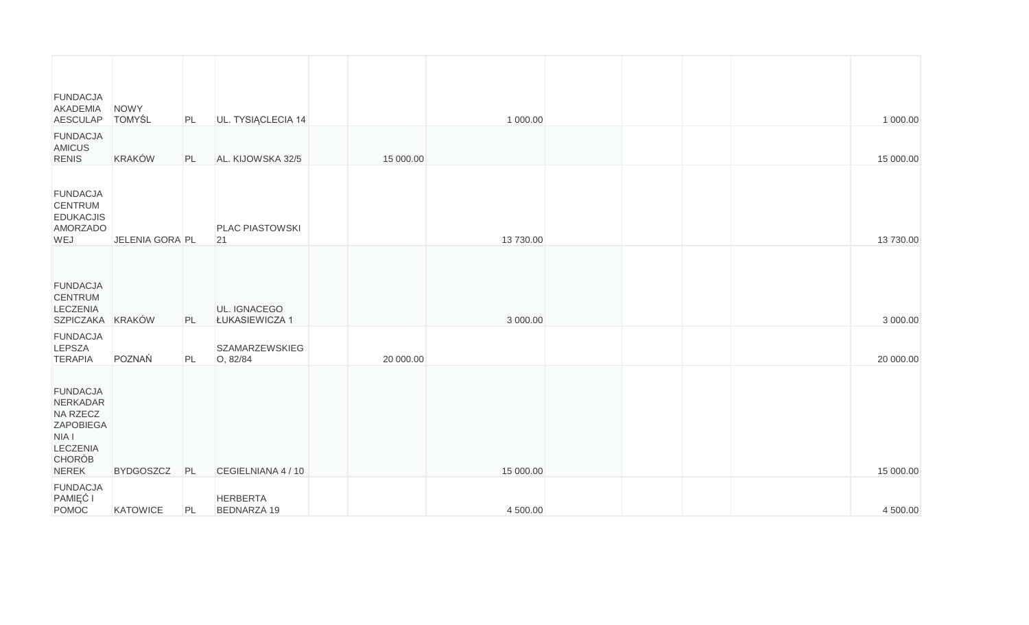| | | | | | | | | | | | |
|---|---|---|---|---|---|---|---|---|---|---|---|
| FUNDACJA AKADEMIA AESCULAP | NOWY TOMYŚL | PL | UL. TYSIĄCLECIA 14 | | | 1 000.00 | | | | | 1 000.00 |
| FUNDACJA AMICUS RENIS | KRAKÓW | PL | AL. KIJOWSKA 32/5 | | 15 000.00 | | | | | | 15 000.00 |
| FUNDACJA CENTRUM EDUKACJIS AMORZADOWEJ | JELENIA GORA | PL | PLAC PIASTOWSKI 21 | | | 13 730.00 | | | | | 13 730.00 |
| FUNDACJA CENTRUM LECZENIA SZPICZAKA | KRAKÓW | PL | UL. IGNACEGO ŁUKASIEWICZA 1 | | | 3 000.00 | | | | | 3 000.00 |
| FUNDACJA LEPSZA TERAPIA | POZNAŃ | PL | SZAMARZEWSKIEGO, 82/84 | | 20 000.00 | | | | | | 20 000.00 |
| FUNDACJA NERKADAR NA RZECZ ZAPOBIEGANIA I LECZENIA CHORÓB NEREK | BYDGOSZCZ | PL | CEGIELNIANA 4 / 10 | | | 15 000.00 | | | | | 15 000.00 |
| FUNDACJA PAMIĘĆ I POMOC | KATOWICE | PL | HERBERTA BEDNARZA 19 | | | 4 500.00 | | | | | 4 500.00 |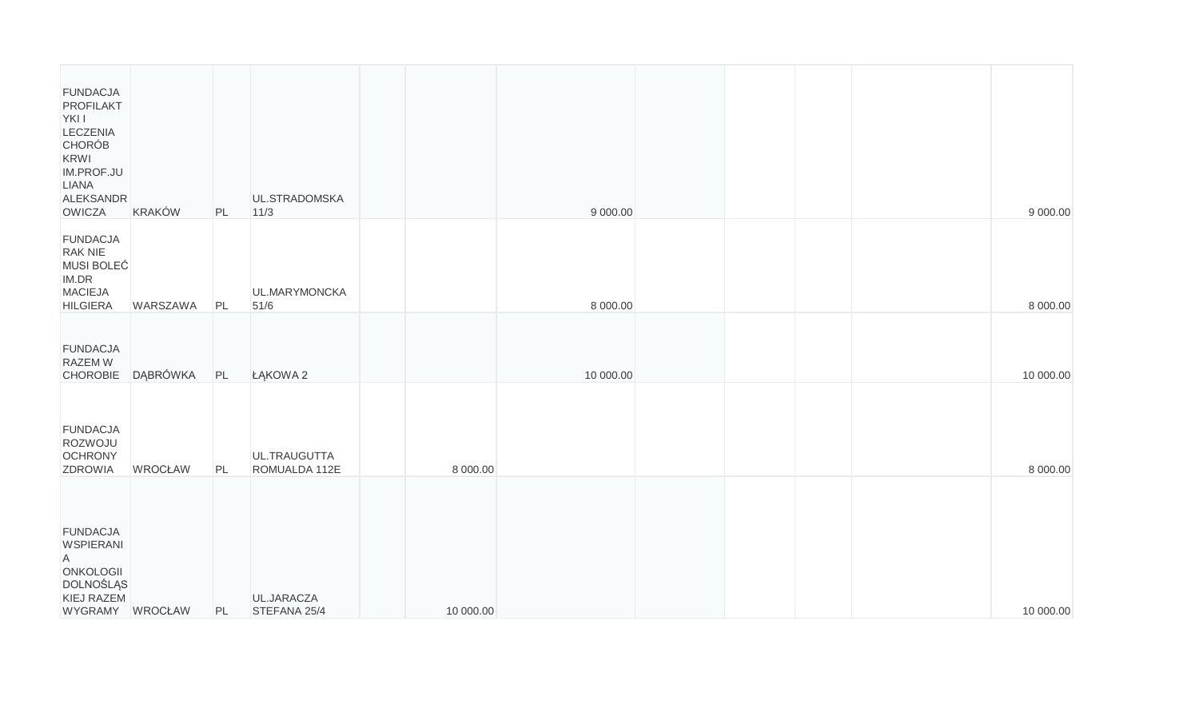| | | | | | | | | | | | |
|---|---|---|---|---|---|---|---|---|---|---|---|
| FUNDACJA PROFILAKTYKI I LECZENIA CHORÓB KRWI IM.PROF.JULIANA ALEKSANDROWICZA | KRAKÓW | PL | UL.STRADOMSKA 11/3 | | | 9 000.00 | | | | | 9 000.00 |
| FUNDACJA RAK NIE MUSI BOLEĆ IM.DR MACIEJA HILGIERA | WARSZAWA | PL | UL.MARYMONCKA 51/6 | | | 8 000.00 | | | | | 8 000.00 |
| FUNDACJA RAZEM W CHOROBIE | DĄBRÓWKA | PL | ŁĄKOWA 2 | | | 10 000.00 | | | | | 10 000.00 |
| FUNDACJA ROZWOJU OCHRONY ZDROWIA | WROCŁAW | PL | UL.TRAUGUTTA ROMUALDA 112E | | 8 000.00 | | | | | | 8 000.00 |
| FUNDACJA WSPIERANIA ONKOLOGII DOLNOŚLĄSKIEJ RAZEM WYGRAMY | WROCŁAW | PL | UL.JARACZA STEFANA 25/4 | | 10 000.00 | | | | | | 10 000.00 |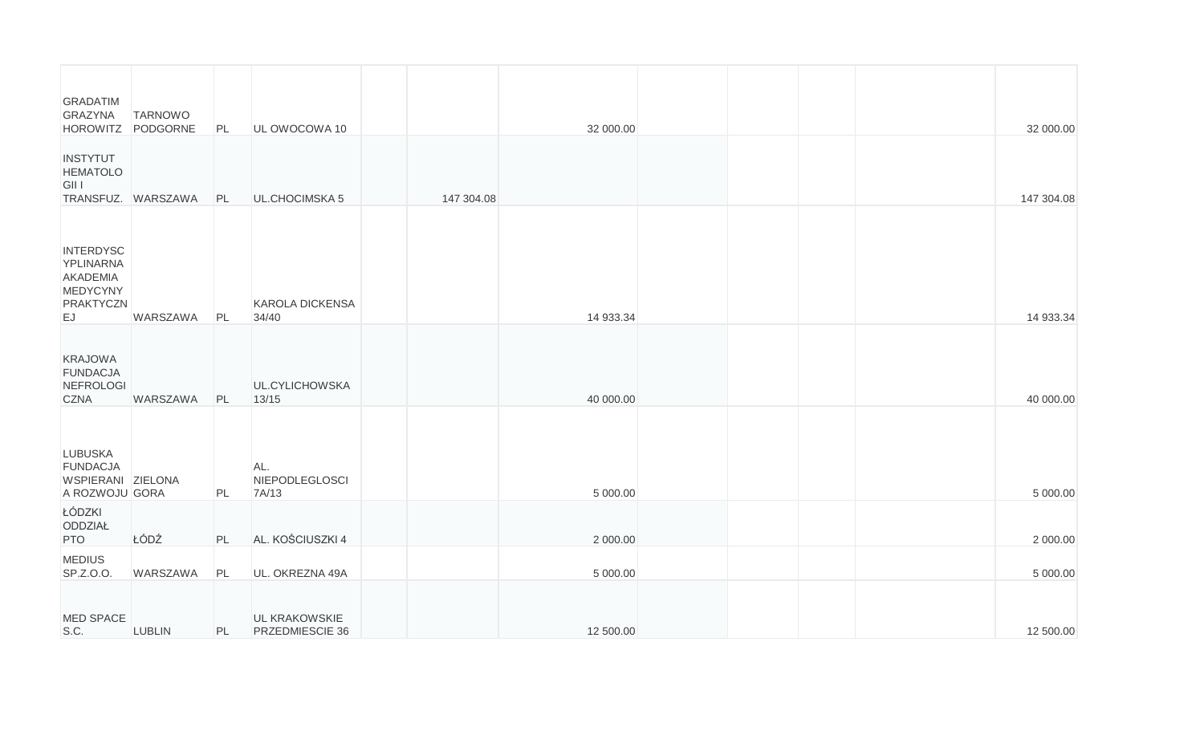| | | | | | | | | | | | |
|---|---|---|---|---|---|---|---|---|---|---|---|
| GRADATIM GRAZYNA HOROWITZ | TARNOWO PODGORNE | PL | UL OWOCOWA 10 | | | 32 000.00 | | | | | 32 000.00 |
| INSTYTUT HEMATOLO GII I TRANSFUZ. | WARSZAWA | PL | UL.CHOCIMSKA 5 | | 147 304.08 | | | | | | 147 304.08 |
| INTERDYSC YPLINARNA AKADEMIA MEDYCYNY PRAKTYCZN EJ | WARSZAWA | PL | KAROLA DICKENSA 34/40 | | | 14 933.34 | | | | | 14 933.34 |
| KRAJOWA FUNDACJA NEFROLOGI CZNA | WARSZAWA | PL | UL.CYLICHOWSKA 13/15 | | | 40 000.00 | | | | | 40 000.00 |
| LUBUSKA FUNDACJA WSPIERANI A ROZWOJU | ZIELONA GORA | PL | AL. NIEPODLEGLOSCI 7A/13 | | | 5 000.00 | | | | | 5 000.00 |
| ŁÓDZKI ODDZIAŁ PTO | ŁÓDŹ | PL | AL. KOŚCIUSZKI 4 | | | 2 000.00 | | | | | 2 000.00 |
| MEDIUS SP.Z.O.O. | WARSZAWA | PL | UL. OKREZNA 49A | | | 5 000.00 | | | | | 5 000.00 |
| MED SPACE S.C. | LUBLIN | PL | UL KRAKOWSKIE PRZEDMIESCIE 36 | | | 12 500.00 | | | | | 12 500.00 |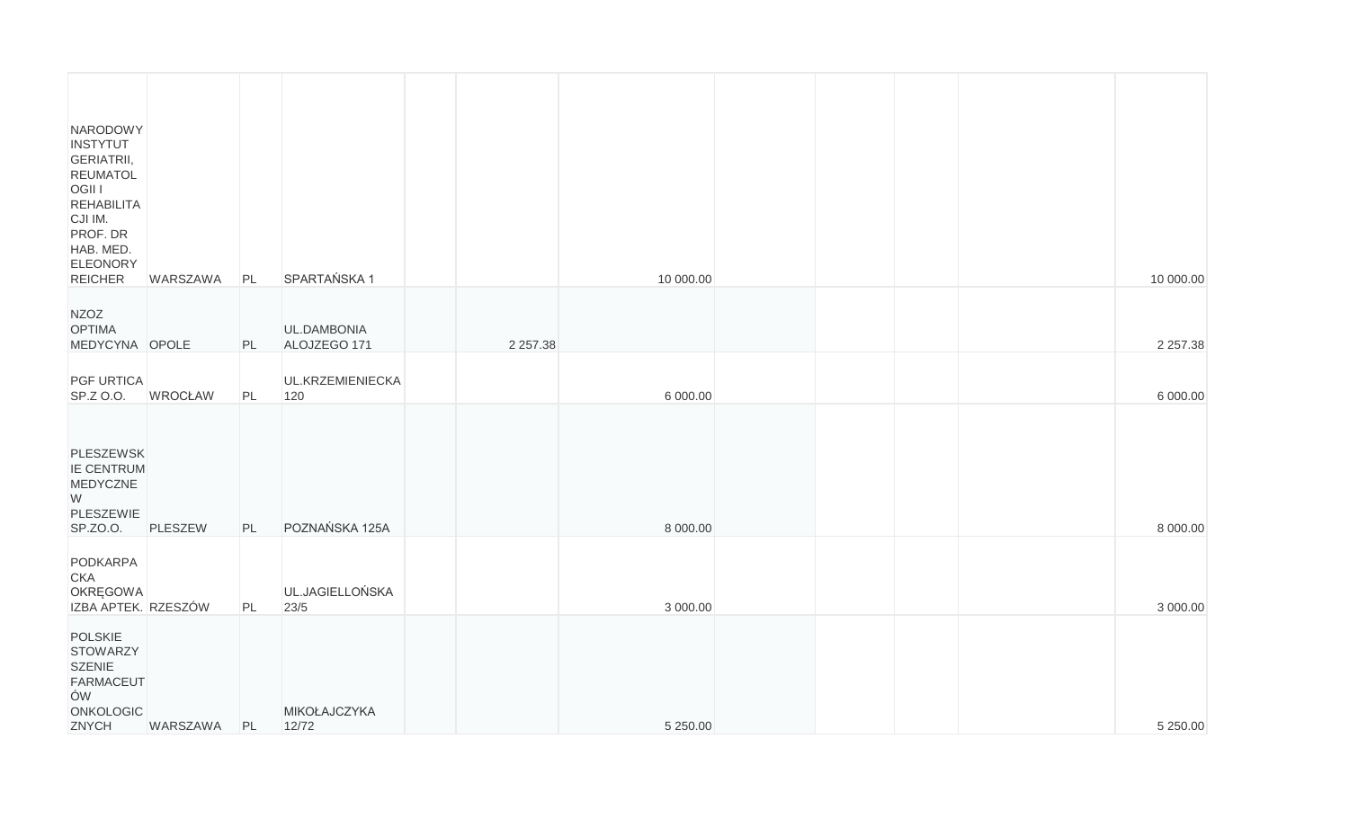| | | | | | | | | | | | |
|---|---|---|---|---|---|---|---|---|---|---|---|
| NARODOWY INSTYTUT GERIATRII, REUMATOLOGII I REHABILITACJI IM. PROF. DR HAB. MED. ELEONORY REICHER | WARSZAWA | PL | SPARTAŃSKA 1 | | | 10 000.00 | | | | | 10 000.00 |
| NZOZ OPTIMA MEDYCYNA | OPOLE | PL | UL.DAMBONIA ALOJZEGO 171 | | 2 257.38 | | | | | | 2 257.38 |
| PGF URTICA SP.Z O.O. | WROCŁAW | PL | UL.KRZEMIENIECKA 120 | | | 6 000.00 | | | | | 6 000.00 |
| PLESZEWSKIE CENTRUM MEDYCZNE W PLESZEWIE SP.ZO.O. | PLESZEW | PL | POZNAŃSKA 125A | | | 8 000.00 | | | | | 8 000.00 |
| PODKARPACKA OKRĘGOWA IZBA APTEK. | RZESZÓW | PL | UL.JAGIELLOŃSKA 23/5 | | | 3 000.00 | | | | | 3 000.00 |
| POLSKIE STOWARZYSZENIE FARMACEUTÓW ONKOLOGICZNYCH | WARSZAWA | PL | MIKOŁAJCZYKA 12/72 | | | 5 250.00 | | | | | 5 250.00 |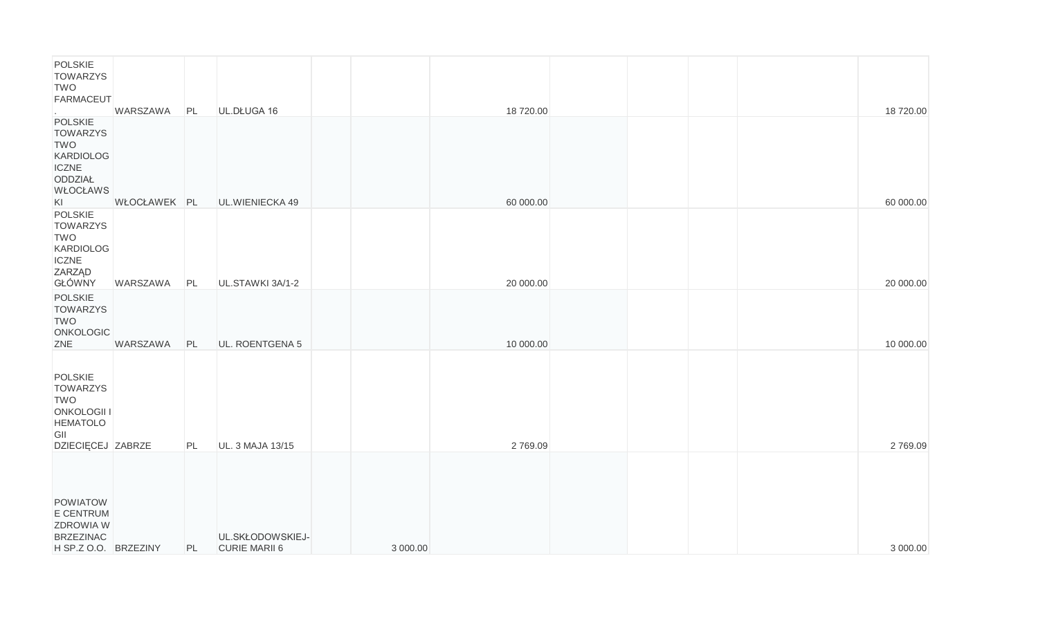| | | | | | | | | | | | |
|---|---|---|---|---|---|---|---|---|---|---|---|
| POLSKIE TOWARZYSTWO FARMACEUT. | WARSZAWA | PL | UL.DŁUGA 16 | | | 18 720.00 | | | | | 18 720.00 |
| POLSKIE TOWARZYSTWO KARDIOLOGICZNE ODDZIAŁ WŁOCŁAWSKI | WŁOCŁAWEK | PL | UL.WIENIECKA 49 | | | 60 000.00 | | | | | 60 000.00 |
| POLSKIE TOWARZYSTWO KARDIOLOGICZNE ZARZĄD GŁÓWNY | WARSZAWA | PL | UL.STAWKI 3A/1-2 | | | 20 000.00 | | | | | 20 000.00 |
| POLSKIE TOWARZYSTWO ONKOLOGICZNE | WARSZAWA | PL | UL. ROENTGENA 5 | | | 10 000.00 | | | | | 10 000.00 |
| POLSKIE TOWARZYSTWO ONKOLOGII I HEMATOLOGII DZIECIĘCEJ | ZABRZE | PL | UL. 3 MAJA 13/15 | | | 2 769.09 | | | | | 2 769.09 |
| POWIATOWE CENTRUM ZDROWIA W BRZEZINACH SP.Z O.O. | BRZEZINY | PL | UL.SKŁODOWSKIEJ-CURIE MARII 6 | | 3 000.00 | | | | | | 3 000.00 |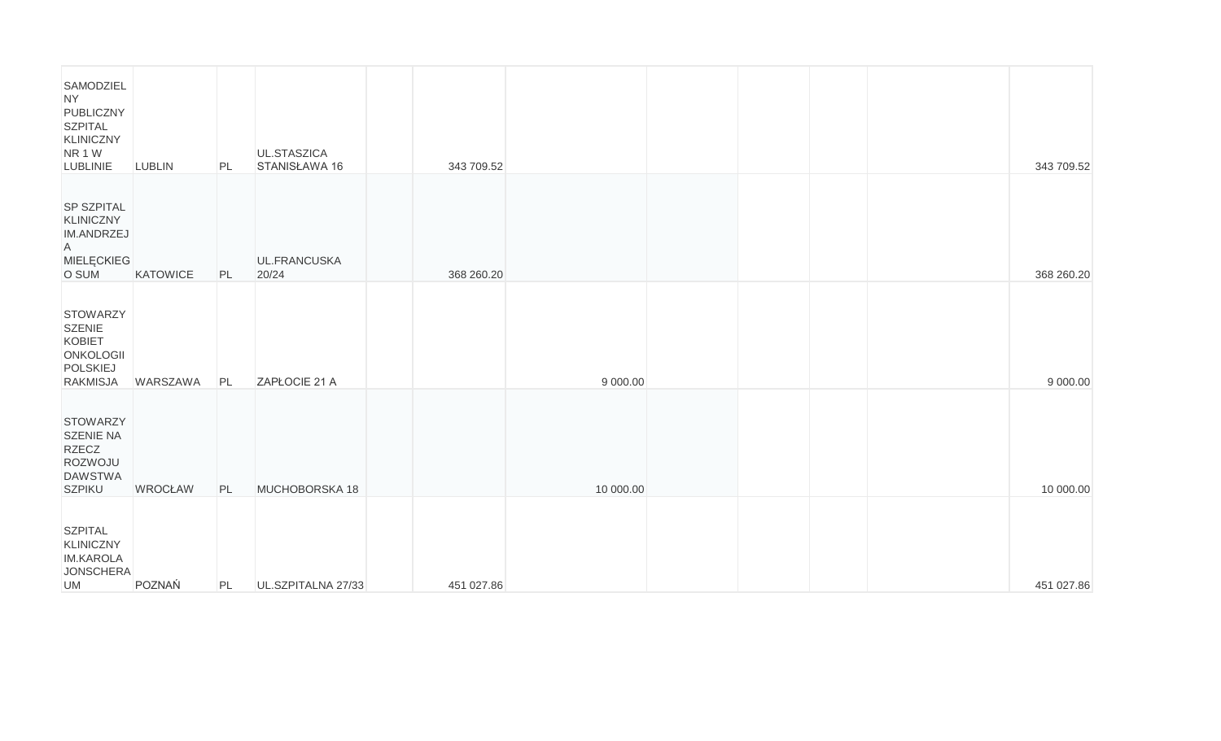| | | | | | | | | | | | |
|---|---|---|---|---|---|---|---|---|---|---|---|
| SAMODZIELNY PUBLICZNY SZPITAL KLINICZNY NR 1 W LUBLINIE | LUBLIN | PL | UL.STASZICA STANISŁAWA 16 | | 343 709.52 | | | | | | 343 709.52 |
| SP SZPITAL KLINICZNY IM.ANDRZEJA MIELĘCKIEGO SUM | KATOWICE | PL | UL.FRANCUSKA 20/24 | | 368 260.20 | | | | | | 368 260.20 |
| STOWARZYSZENIE KOBIET ONKOLOGII POLSKIEJ RAKMISJA | WARSZAWA | PL | ZAPŁOCIE 21 A | | | 9 000.00 | | | | | 9 000.00 |
| STOWARZYSZENIE NA RZECZ ROZWOJU DAWSTWA SZPIKU | WROCŁAW | PL | MUCHOBORSKA 18 | | | 10 000.00 | | | | | 10 000.00 |
| SZPITAL KLINICZNY IM.KAROLA JONSCHERA UM | POZNAŃ | PL | UL.SZPITALNA 27/33 | | 451 027.86 | | | | | | 451 027.86 |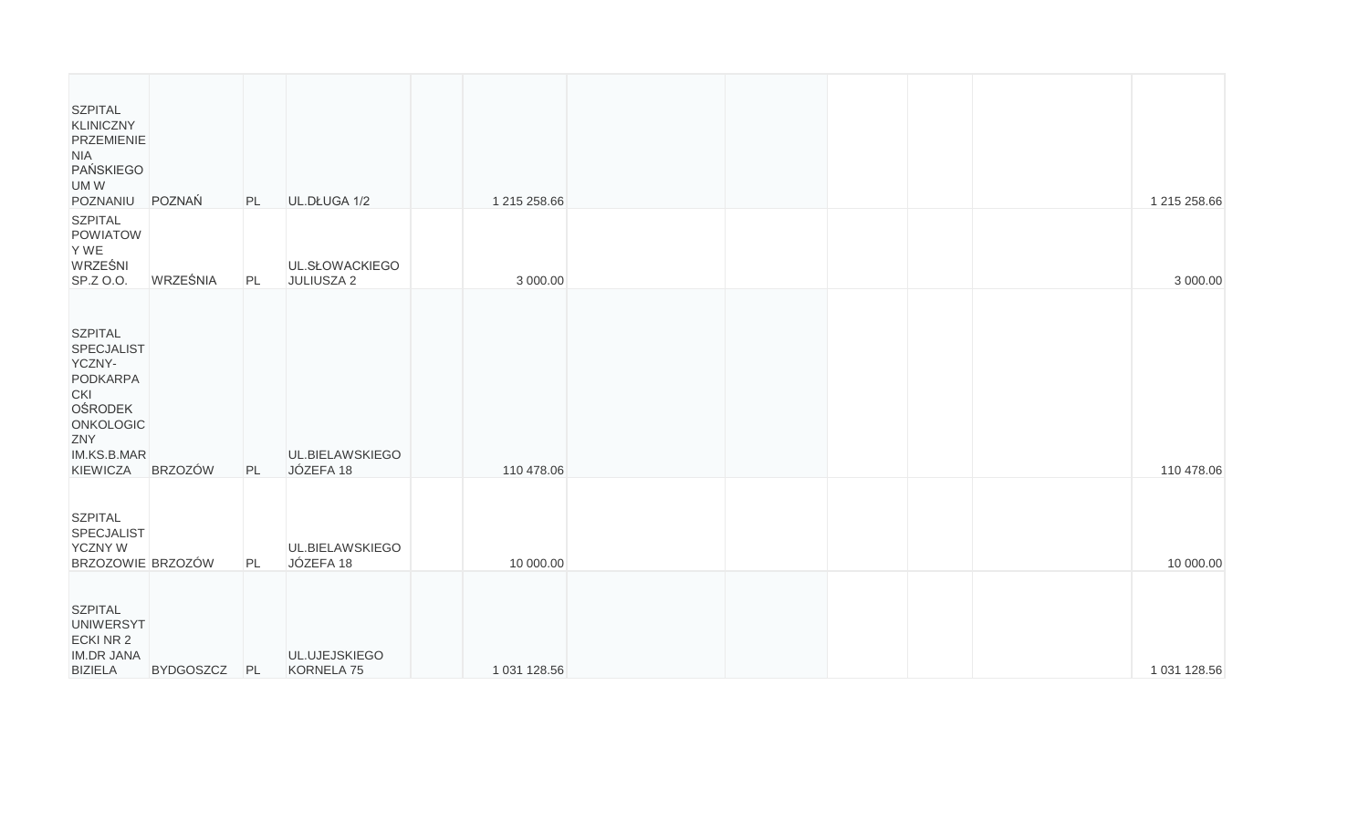| | | | | | | | | | | | |
|---|---|---|---|---|---|---|---|---|---|---|---|
| SZPITAL KLINICZNY PRZEMIENIENIA PAŃSKIEGO UM W POZNANIU | POZNAŃ | PL | UL.DŁUGA 1/2 | | 1 215 258.66 | | | | | | 1 215 258.66 |
| SZPITAL POWIATOWY WE WRZEŚNI SP.Z O.O. | WRZEŚNIA | PL | UL.SŁOWACKIEGO JULIUSZA 2 | | 3 000.00 | | | | | | 3 000.00 |
| SZPITAL SPECJALISTYCZNY-PODKARPACKI OŚRODEK ONKOLOGICZNY IM.KS.B.MARKIEWICZA | BRZOZÓW | PL | UL.BIELAWSKIEGO JÓZEFA 18 | | 110 478.06 | | | | | | 110 478.06 |
| SZPITAL SPECJALISTYCZNY W BRZOZOWIE | BRZOZÓW | PL | UL.BIELAWSKIEGO JÓZEFA 18 | | 10 000.00 | | | | | | 10 000.00 |
| SZPITAL UNIWERSYTECKI NR 2 IM.DR JANA BIZIELA | BYDGOSZCZ | PL | UL.UJEJSKIEGO KORNELA 75 | | 1 031 128.56 | | | | | | 1 031 128.56 |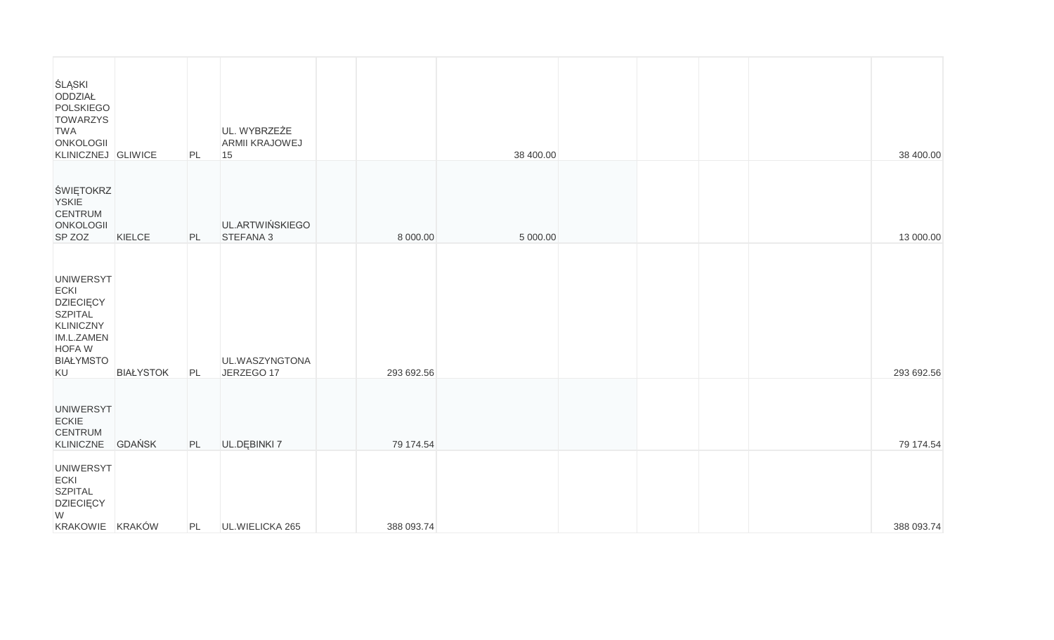| | | | | | | | | | | | |
|---|---|---|---|---|---|---|---|---|---|---|---|
| ŚLĄSKI ODDZIAŁ POLSKIEGO TOWARZYSTWA ONKOLOGII KLINICZNEJ | GLIWICE | PL | UL. WYBRZEŻE ARMII KRAJOWEJ 15 | | | 38 400.00 | | | | | 38 400.00 |
| ŚWIĘTOKRZYSKIE CENTRUM ONKOLOGII SP ZOZ | KIELCE | PL | UL.ARTWIŃSKIEGO STEFANA 3 | | 8 000.00 | 5 000.00 | | | | | 13 000.00 |
| UNIWERSYTECKI DZIECIĘCY SZPITAL KLINICZNY IM.L.ZAMENHOFA W BIAŁYMSTOKU | BIAŁYSTOK | PL | UL.WASZYNGTONA JERZEGO 17 | | 293 692.56 | | | | | | 293 692.56 |
| UNIWERSYTECKIE CENTRUM KLINICZNE | GDAŃSK | PL | UL.DĘBINKI 7 | | 79 174.54 | | | | | | 79 174.54 |
| UNIWERSYTECKI SZPITAL DZIECIĘCY W KRAKOWIE | KRAKÓW | PL | UL.WIELICKA 265 | | 388 093.74 | | | | | | 388 093.74 |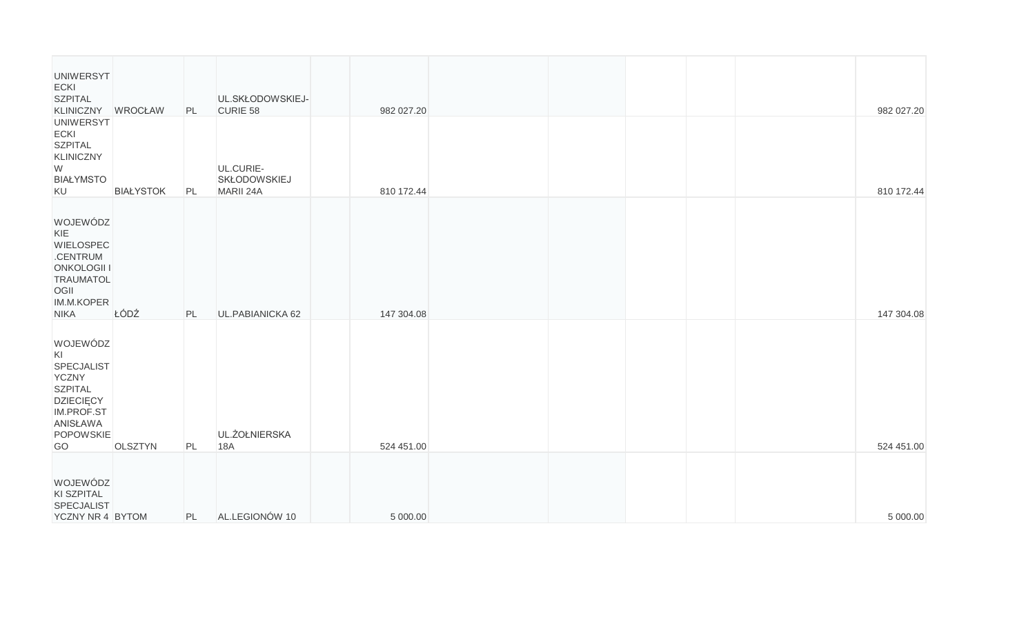| | | | | | | | | | | | |
|---|---|---|---|---|---|---|---|---|---|---|---|
| UNIWERSYTECKI SZPITAL KLINICZNY | WROCŁAW | PL | UL.SKŁODOWSKIEJ-CURIE 58 | | 982 027.20 | | | | | | 982 027.20 |
| UNIWERSYTECKI SZPITAL KLINICZNY W BIAŁYMSTOKU | BIAŁYSTOK | PL | UL.CURIE-SKŁODOWSKIEJ MARII 24A | | 810 172.44 | | | | | | 810 172.44 |
| WOJEWÓDZKIE WIELOSPEC.CENTRUM ONKOLOGII I TRAUMATOLOGII IM.M.KOPERNIKA | ŁÓDŹ | PL | UL.PABIANICKA 62 | | 147 304.08 | | | | | | 147 304.08 |
| WOJEWÓDZKI SPECJALISTYCZNY SZPITAL DZIECIĘCY IM.PROF.STANISŁAWA POPOWSKIEGO | OLSZTYN | PL | UL.ŻOŁNIERSKA 18A | | 524 451.00 | | | | | | 524 451.00 |
| WOJEWÓDZKI SZPITAL SPECJALISTYCZNY NR 4 | BYTOM | PL | AL.LEGIONÓW 10 | | 5 000.00 | | | | | | 5 000.00 |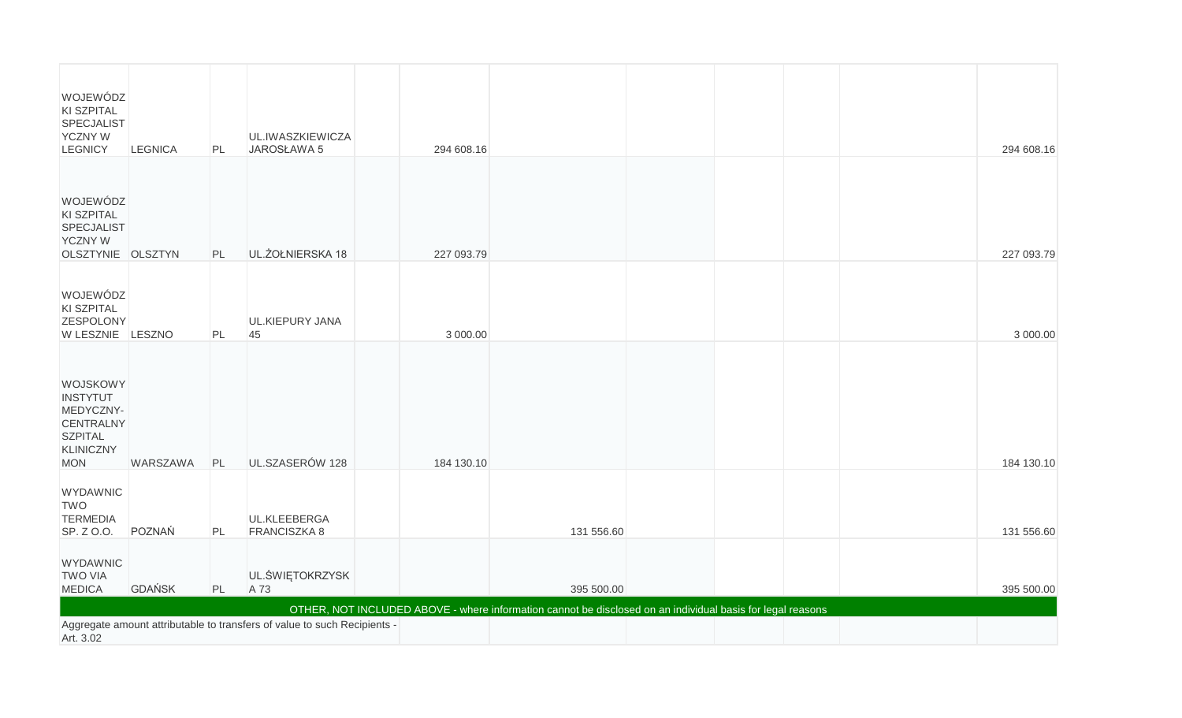| | | | | | | | | | | | |
|---|---|---|---|---|---|---|---|---|---|---|---|
| WOJEWÓDZKI SZPITAL SPECJALISTYCZNY W LEGNICY | LEGNICA | PL | UL.IWASZKIEWICZA JAROSŁAWA 5 | | 294 608.16 | | | | | | 294 608.16 |
| WOJEWÓDZKI SZPITAL SPECJALISTYCZNY W OLSZTYNIE | OLSZTYN | PL | UL.ŻOŁNIERSKA 18 | | 227 093.79 | | | | | | 227 093.79 |
| WOJEWÓDZKI SZPITAL ZESPOLONY W LESZNIE | LESZNO | PL | UL.KIEPURY JANA 45 | | 3 000.00 | | | | | | 3 000.00 |
| WOJSKOWY INSTYTUT MEDYCZNY-CENTRALNY SZPITAL KLINICZNY MON | WARSZAWA | PL | UL.SZASERÓW 128 | | 184 130.10 | | | | | | 184 130.10 |
| WYDAWNICTWO TERMEDIA SP. Z O.O. | POZNAŃ | PL | UL.KLEEBERGA FRANCISZKA 8 | | | 131 556.60 | | | | | 131 556.60 |
| WYDAWNICTWO VIA MEDICA | GDAŃSK | PL | UL.ŚWIĘTOKRZYSKA 73 | | | 395 500.00 | | | | | 395 500.00 |
| OTHER, NOT INCLUDED ABOVE - where information cannot be disclosed on an individual basis for legal reasons | | | | | | | | | | | |
| Aggregate amount attributable to transfers of value to such Recipients - Art. 3.02 | | | | | | | | | | | |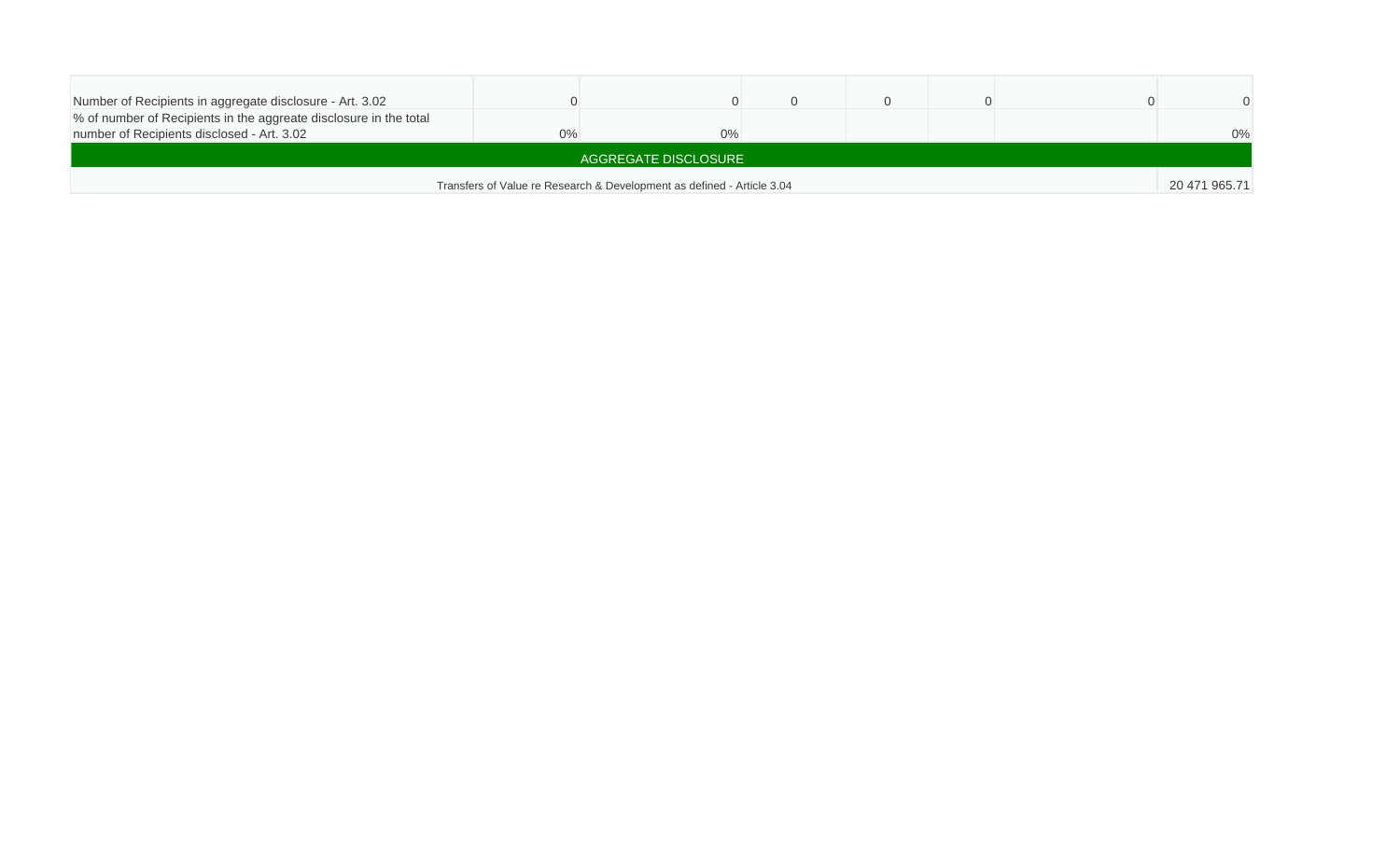| | | | | | | | |
|---|---|---|---|---|---|---|---|
| Number of Recipients in aggregate disclosure - Art. 3.02 | 0 | 0 | 0 | 0 | 0 | 0 | 0 |
| % of number of Recipients in the aggregate disclosure in the total number of Recipients disclosed - Art. 3.02 | 0% | 0% | | | | | 0% |
| AGGREGATE DISCLOSURE | | | | | | | |
| Transfers of Value re Research & Development as defined - Article 3.04 | | | | | | | 20 471 965.71 |